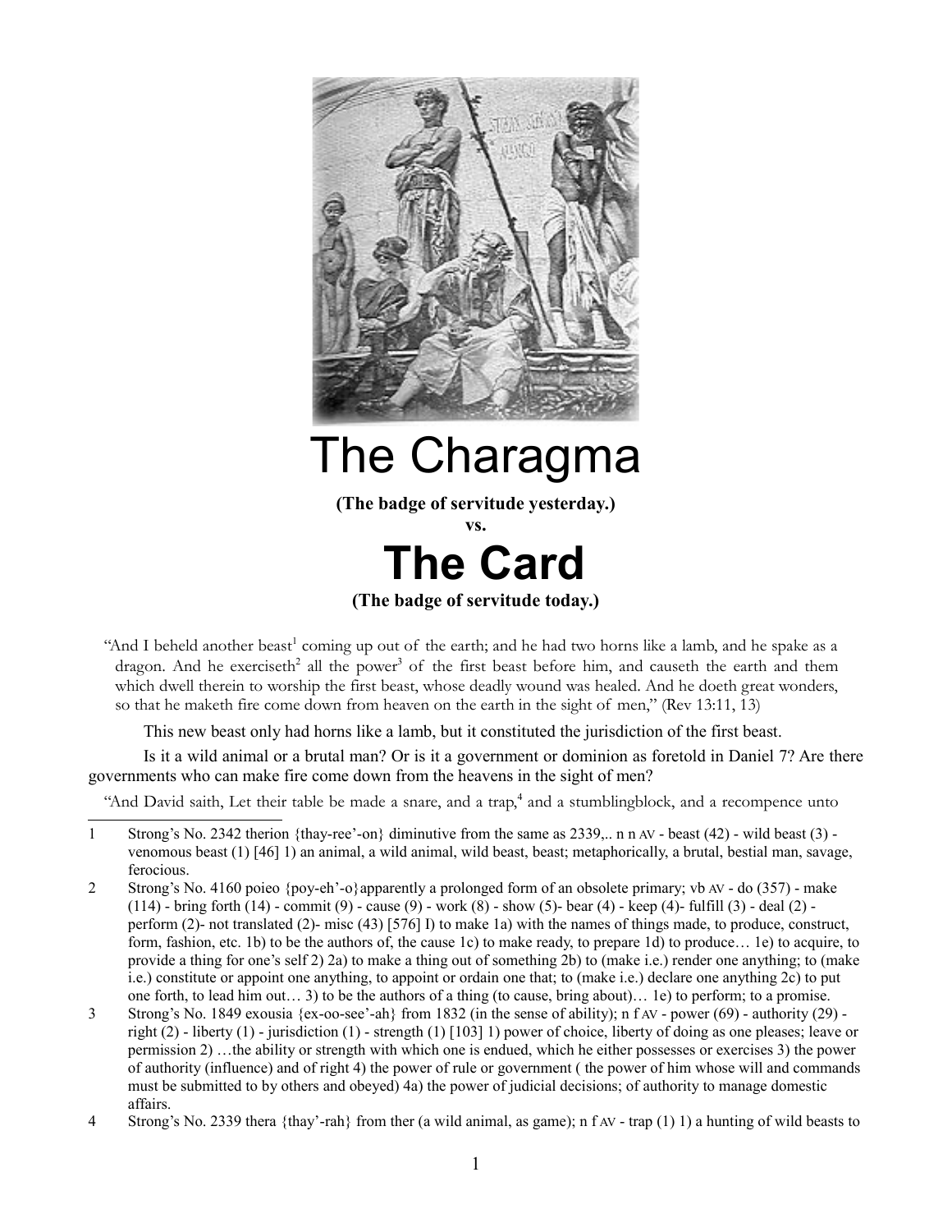# The Charagma

**(The badge of servitude yesterday.)**

**vs.**

# The Card

**(The badge of servitude today.)**

"And I beheld another beast[1] coming up out of the earth; and he had two horns like a lamb, and he spake as a dragon. And he exerciseth[2] all the power[3] of the first beast before him, and causeth the earth and them which dwell therein to worship the first beast, whose deadly wound was healed. And he doeth great wonders, so that he maketh fire come down from heaven on the earth in the sight of men," (Rev 13:11, 13)

This new beast only had horns like a lamb, but it constituted the jurisdiction of the first beast.

Is it a wild animal or a brutal man? Or is it a government or dominion as foretold in Daniel 7? Are there governments who can make fire come down from the heavens in the sight of men?

"And David saith, Let their table be made a snare, and a trap,[4] and a stumblingblock, and a recompence unto

---

1 Strong's No. 2342 therion {thay-ree'-on} diminutive from the same as 2339,.. n n AV - beast (42) - wild beast (3) - venomous beast (1) [46] 1) an animal, a wild animal, wild beast, beast; metaphorically, a brutal, bestial man, savage, ferocious.

2 Strong's No. 4160 poieo {poy-eh'-o}apparently a prolonged form of an obsolete primary; vb AV - do (357) - make (114) - bring forth (14) - commit (9) - cause (9) - work (8) - show (5)- bear (4) - keep (4)- fulfill (3) - deal (2) - perform (2)- not translated (2)- misc (43) [576] I) to make 1a) with the names of things made, to produce, construct, form, fashion, etc. 1b) to be the authors of, the cause 1c) to make ready, to prepare 1d) to produce… 1e) to acquire, to provide a thing for one's self 2) 2a) to make a thing out of something 2b) to (make i.e.) render one anything; to (make i.e.) constitute or appoint one anything, to appoint or ordain one that; to (make i.e.) declare one anything 2c) to put one forth, to lead him out… 3) to be the authors of a thing (to cause, bring about)… 1e) to perform; to a promise.

3 Strong's No. 1849 exousia {ex-oo-see'-ah} from 1832 (in the sense of ability); n f AV - power (69) - authority (29) - right (2) - liberty (1) - jurisdiction (1) - strength (1) [103] 1) power of choice, liberty of doing as one pleases; leave or permission 2) …the ability or strength with which one is endued, which he either possesses or exercises 3) the power of authority (influence) and of right 4) the power of rule or government ( the power of him whose will and commands must be submitted to by others and obeyed) 4a) the power of judicial decisions; of authority to manage domestic affairs.

4 Strong's No. 2339 thera {thay'-rah} from ther (a wild animal, as game); n f AV - trap (1) 1) a hunting of wild beasts to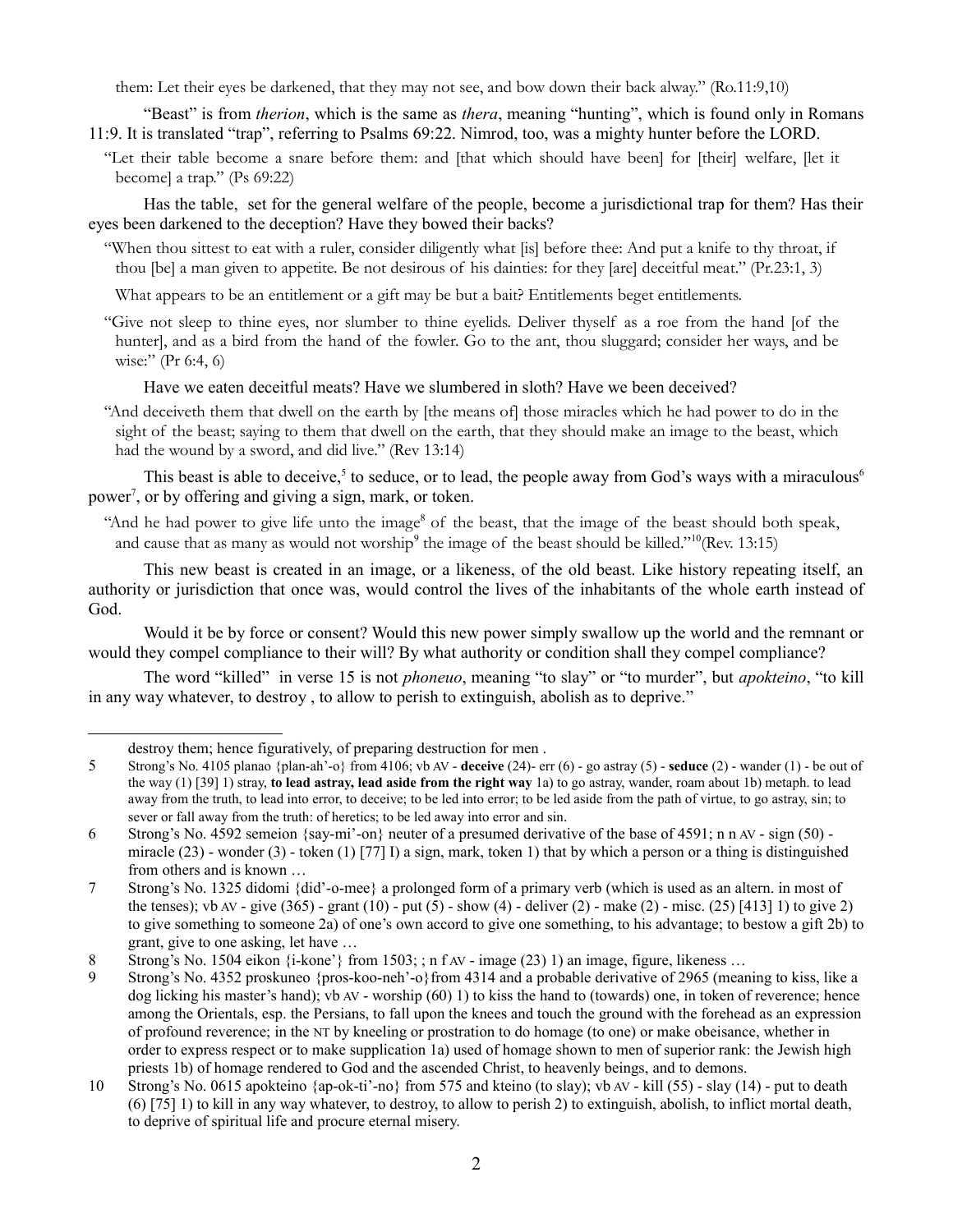them: Let their eyes be darkened, that they may not see, and bow down their back alway." (Ro.11:9,10)

"Beast" is from *therion*, which is the same as *thera*, meaning "hunting", which is found only in Romans 11:9. It is translated "trap", referring to Psalms 69:22. Nimrod, too, was a mighty hunter before the LORD.

> "Let their table become a snare before them: and [that which should have been] for [their] welfare, [let it become] a trap." (Ps 69:22)

Has the table, set for the general welfare of the people, become a jurisdictional trap for them? Has their eyes been darkened to the deception? Have they bowed their backs?

> "When thou sittest to eat with a ruler, consider diligently what [is] before thee: And put a knife to thy throat, if thou [be] a man given to appetite. Be not desirous of his dainties: for they [are] deceitful meat." (Pr.23:1, 3)

> What appears to be an entitlement or a gift may be but a bait? Entitlements beget entitlements.

> "Give not sleep to thine eyes, nor slumber to thine eyelids. Deliver thyself as a roe from the hand [of the hunter], and as a bird from the hand of the fowler. Go to the ant, thou sluggard; consider her ways, and be wise:" (Pr 6:4, 6)

Have we eaten deceitful meats? Have we slumbered in sloth? Have we been deceived?

> "And deceiveth them that dwell on the earth by [the means of] those miracles which he had power to do in the sight of the beast; saying to them that dwell on the earth, that they should make an image to the beast, which had the wound by a sword, and did live." (Rev 13:14)

This beast is able to deceive,[5] to seduce, or to lead, the people away from God's ways with a miraculous[6] power[7], or by offering and giving a sign, mark, or token.

> "And he had power to give life unto the image[8] of the beast, that the image of the beast should both speak, and cause that as many as would not worship[9] the image of the beast should be killed."[10](Rev. 13:15)

This new beast is created in an image, or a likeness, of the old beast. Like history repeating itself, an authority or jurisdiction that once was, would control the lives of the inhabitants of the whole earth instead of God.

Would it be by force or consent? Would this new power simply swallow up the world and the remnant or would they compel compliance to their will? By what authority or condition shall they compel compliance?

The word "killed" in verse 15 is not *phoneuo*, meaning "to slay" or "to murder", but *apokteino*, "to kill in any way whatever, to destroy , to allow to perish to extinguish, abolish as to deprive."

---

destroy them; hence figuratively, of preparing destruction for men .

5 Strong's No. 4105 planao {plan-ah'-o} from 4106; vb AV - **deceive** (24)- err (6) - go astray (5) - **seduce** (2) - wander (1) - be out of the way (1) [39] 1) stray, **to lead astray, lead aside from the right way** 1a) to go astray, wander, roam about 1b) metaph. to lead away from the truth, to lead into error, to deceive; to be led into error; to be led aside from the path of virtue, to go astray, sin; to sever or fall away from the truth: of heretics; to be led away into error and sin.

6 Strong's No. 4592 semeion {say-mi'-on} neuter of a presumed derivative of the base of 4591; n n AV - sign (50) - miracle (23) - wonder (3) - token (1) [77] I) a sign, mark, token 1) that by which a person or a thing is distinguished from others and is known …

7 Strong's No. 1325 didomi {did'-o-mee} a prolonged form of a primary verb (which is used as an altern. in most of the tenses); vb AV - give (365) - grant (10) - put (5) - show (4) - deliver (2) - make (2) - misc. (25) [413] 1) to give 2) to give something to someone 2a) of one's own accord to give one something, to his advantage; to bestow a gift 2b) to grant, give to one asking, let have …

8 Strong's No. 1504 eikon {i-kone'} from 1503; ; n f AV - image (23) 1) an image, figure, likeness …

9 Strong's No. 4352 proskuneo {pros-koo-neh'-o}from 4314 and a probable derivative of 2965 (meaning to kiss, like a dog licking his master's hand); vb AV - worship (60) 1) to kiss the hand to (towards) one, in token of reverence; hence among the Orientals, esp. the Persians, to fall upon the knees and touch the ground with the forehead as an expression of profound reverence; in the NT by kneeling or prostration to do homage (to one) or make obeisance, whether in order to express respect or to make supplication 1a) used of homage shown to men of superior rank: the Jewish high priests 1b) of homage rendered to God and the ascended Christ, to heavenly beings, and to demons.

10 Strong's No. 0615 apokteino {ap-ok-ti'-no} from 575 and kteino (to slay); vb AV - kill (55) - slay (14) - put to death (6) [75] 1) to kill in any way whatever, to destroy, to allow to perish 2) to extinguish, abolish, to inflict mortal death, to deprive of spiritual life and procure eternal misery.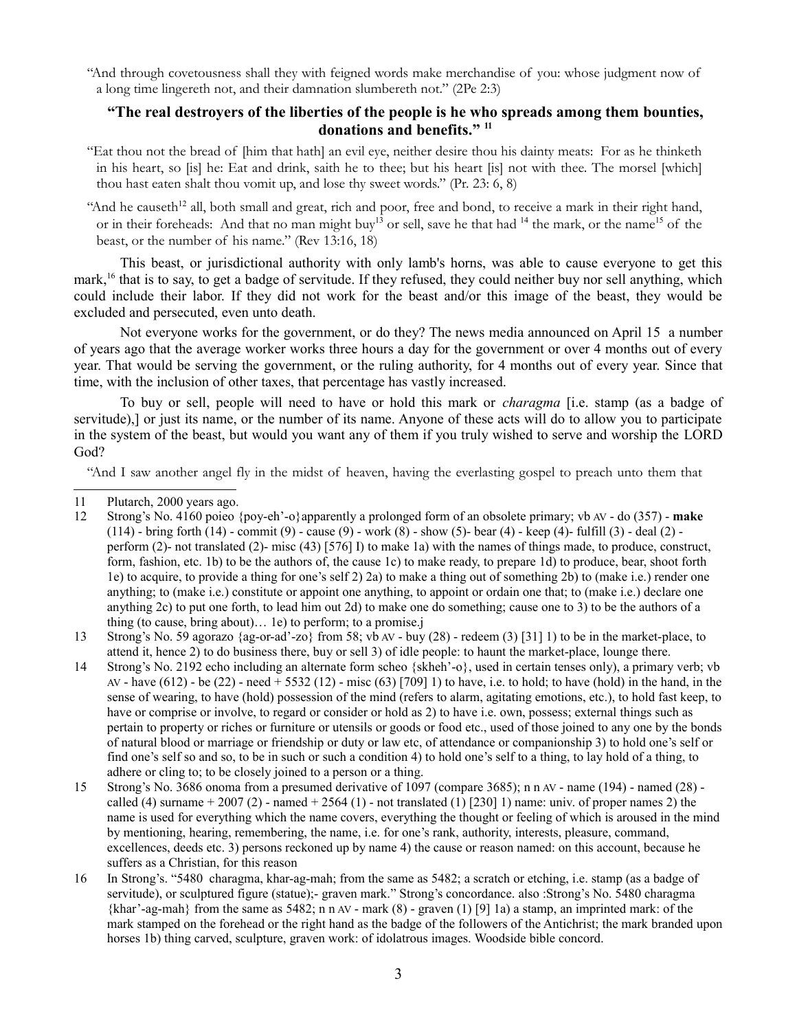"And through covetousness shall they with feigned words make merchandise of you: whose judgment now of a long time lingereth not, and their damnation slumbereth not." (2Pe 2:3)

**"The real destroyers of the liberties of the people is he who spreads among them bounties, donations and benefits."** [11]

"Eat thou not the bread of [him that hath] an evil eye, neither desire thou his dainty meats: For as he thinketh in his heart, so [is] he: Eat and drink, saith he to thee; but his heart [is] not with thee. The morsel [which] thou hast eaten shalt thou vomit up, and lose thy sweet words." (Pr. 23: 6, 8)

"And he causeth[12] all, both small and great, rich and poor, free and bond, to receive a mark in their right hand, or in their foreheads: And that no man might buy[13] or sell, save he that had [14] the mark, or the name[15] of the beast, or the number of his name." (Rev 13:16, 18)

This beast, or jurisdictional authority with only lamb's horns, was able to cause everyone to get this mark,[16] that is to say, to get a badge of servitude. If they refused, they could neither buy nor sell anything, which could include their labor. If they did not work for the beast and/or this image of the beast, they would be excluded and persecuted, even unto death.

Not everyone works for the government, or do they? The news media announced on April 15 a number of years ago that the average worker works three hours a day for the government or over 4 months out of every year. That would be serving the government, or the ruling authority, for 4 months out of every year. Since that time, with the inclusion of other taxes, that percentage has vastly increased.

To buy or sell, people will need to have or hold this mark or *charagma* [i.e. stamp (as a badge of servitude),] or just its name, or the number of its name. Anyone of these acts will do to allow you to participate in the system of the beast, but would you want any of them if you truly wished to serve and worship the LORD God?

"And I saw another angel fly in the midst of heaven, having the everlasting gospel to preach unto them that

---

11 Plutarch, 2000 years ago.

12 Strong's No. 4160 poieo {poy-eh'-o}apparently a prolonged form of an obsolete primary; vb AV - do (357) - **make** (114) - bring forth (14) - commit (9) - cause (9) - work (8) - show (5)- bear (4) - keep (4)- fulfill (3) - deal (2) - perform (2)- not translated (2)- misc (43) [576] I) to make 1a) with the names of things made, to produce, construct, form, fashion, etc. 1b) to be the authors of, the cause 1c) to make ready, to prepare 1d) to produce, bear, shoot forth 1e) to acquire, to provide a thing for one's self 2) 2a) to make a thing out of something 2b) to (make i.e.) render one anything; to (make i.e.) constitute or appoint one anything, to appoint or ordain one that; to (make i.e.) declare one anything 2c) to put one forth, to lead him out 2d) to make one do something; cause one to 3) to be the authors of a thing (to cause, bring about)… 1e) to perform; to a promise.j

13 Strong's No. 59 agorazo {ag-or-ad'-zo} from 58; vb AV - buy (28) - redeem (3) [31] 1) to be in the market-place, to attend it, hence 2) to do business there, buy or sell 3) of idle people: to haunt the market-place, lounge there.

14 Strong's No. 2192 echo including an alternate form scheo {skheh'-o}, used in certain tenses only), a primary verb; vb AV - have (612) - be (22) - need + 5532 (12) - misc (63) [709] 1) to have, i.e. to hold; to have (hold) in the hand, in the sense of wearing, to have (hold) possession of the mind (refers to alarm, agitating emotions, etc.), to hold fast keep, to have or comprise or involve, to regard or consider or hold as 2) to have i.e. own, possess; external things such as pertain to property or riches or furniture or utensils or goods or food etc., used of those joined to any one by the bonds of natural blood or marriage or friendship or duty or law etc, of attendance or companionship 3) to hold one's self or find one's self so and so, to be in such or such a condition 4) to hold one's self to a thing, to lay hold of a thing, to adhere or cling to; to be closely joined to a person or a thing.

15 Strong's No. 3686 onoma from a presumed derivative of 1097 (compare 3685); n n AV - name (194) - named (28) - called (4) surname + 2007 (2) - named + 2564 (1) - not translated (1) [230] 1) name: univ. of proper names 2) the name is used for everything which the name covers, everything the thought or feeling of which is aroused in the mind by mentioning, hearing, remembering, the name, i.e. for one's rank, authority, interests, pleasure, command, excellences, deeds etc. 3) persons reckoned up by name 4) the cause or reason named: on this account, because he suffers as a Christian, for this reason

16 In Strong's. "5480 charagma, khar-ag-mah; from the same as 5482; a scratch or etching, i.e. stamp (as a badge of servitude), or sculptured figure (statue);- graven mark." Strong's concordance. also :Strong's No. 5480 charagma {khar'-ag-mah} from the same as 5482; n n AV - mark (8) - graven (1) [9] 1a) a stamp, an imprinted mark: of the mark stamped on the forehead or the right hand as the badge of the followers of the Antichrist; the mark branded upon horses 1b) thing carved, sculpture, graven work: of idolatrous images. Woodside bible concord.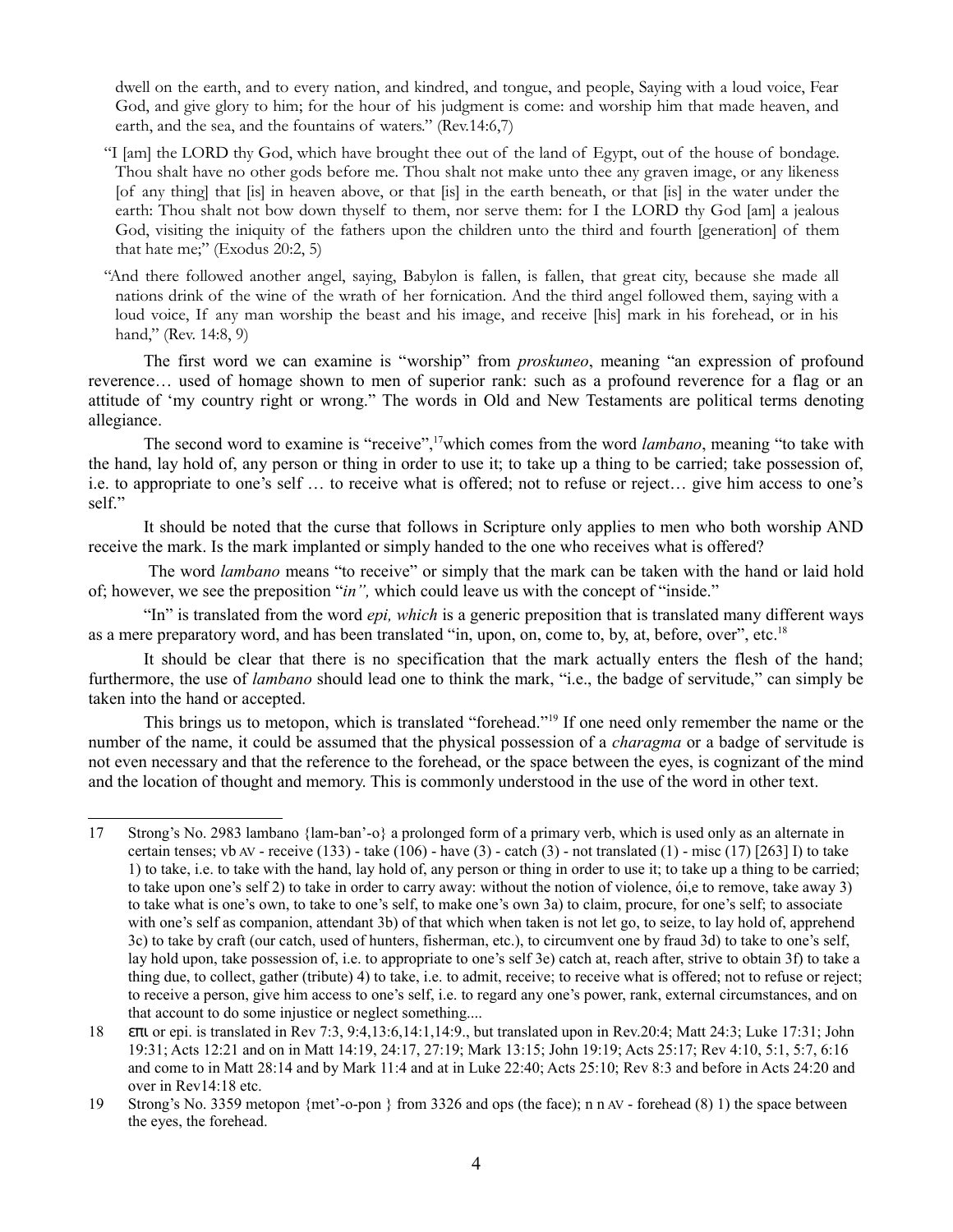dwell on the earth, and to every nation, and kindred, and tongue, and people, Saying with a loud voice, Fear God, and give glory to him; for the hour of his judgment is come: and worship him that made heaven, and earth, and the sea, and the fountains of waters." (Rev.14:6,7)

> "I [am] the LORD thy God, which have brought thee out of the land of Egypt, out of the house of bondage. Thou shalt have no other gods before me. Thou shalt not make unto thee any graven image, or any likeness [of any thing] that [is] in heaven above, or that [is] in the earth beneath, or that [is] in the water under the earth: Thou shalt not bow down thyself to them, nor serve them: for I the LORD thy God [am] a jealous God, visiting the iniquity of the fathers upon the children unto the third and fourth [generation] of them that hate me;" (Exodus 20:2, 5)

> "And there followed another angel, saying, Babylon is fallen, is fallen, that great city, because she made all nations drink of the wine of the wrath of her fornication. And the third angel followed them, saying with a loud voice, If any man worship the beast and his image, and receive [his] mark in his forehead, or in his hand," (Rev. 14:8, 9)

The first word we can examine is "worship" from *proskuneo*, meaning "an expression of profound reverence… used of homage shown to men of superior rank: such as a profound reverence for a flag or an attitude of 'my country right or wrong." The words in Old and New Testaments are political terms denoting allegiance.

The second word to examine is "receive",[17]which comes from the word *lambano*, meaning "to take with the hand, lay hold of, any person or thing in order to use it; to take up a thing to be carried; take possession of, i.e. to appropriate to one's self … to receive what is offered; not to refuse or reject… give him access to one's self."

It should be noted that the curse that follows in Scripture only applies to men who both worship AND receive the mark. Is the mark implanted or simply handed to the one who receives what is offered?

The word *lambano* means "to receive" or simply that the mark can be taken with the hand or laid hold of; however, we see the preposition "*in",* which could leave us with the concept of "inside."

"In" is translated from the word *epi, which* is a generic preposition that is translated many different ways as a mere preparatory word, and has been translated "in, upon, on, come to, by, at, before, over", etc.[18]

It should be clear that there is no specification that the mark actually enters the flesh of the hand; furthermore, the use of *lambano* should lead one to think the mark, "i.e., the badge of servitude," can simply be taken into the hand or accepted.

This brings us to metopon, which is translated "forehead."[19] If one need only remember the name or the number of the name, it could be assumed that the physical possession of a *charagma* or a badge of servitude is not even necessary and that the reference to the forehead, or the space between the eyes, is cognizant of the mind and the location of thought and memory. This is commonly understood in the use of the word in other text.

---

17 Strong's No. 2983 lambano {lam-ban'-o} a prolonged form of a primary verb, which is used only as an alternate in certain tenses; vb AV - receive (133) - take (106) - have (3) - catch (3) - not translated (1) - misc (17) [263] I) to take 1) to take, i.e. to take with the hand, lay hold of, any person or thing in order to use it; to take up a thing to be carried; to take upon one's self 2) to take in order to carry away: without the notion of violence, ói,e to remove, take away 3) to take what is one's own, to take to one's self, to make one's own 3a) to claim, procure, for one's self; to associate with one's self as companion, attendant 3b) of that which when taken is not let go, to seize, to lay hold of, apprehend 3c) to take by craft (our catch, used of hunters, fisherman, etc.), to circumvent one by fraud 3d) to take to one's self, lay hold upon, take possession of, i.e. to appropriate to one's self 3e) catch at, reach after, strive to obtain 3f) to take a thing due, to collect, gather (tribute) 4) to take, i.e. to admit, receive; to receive what is offered; not to refuse or reject; to receive a person, give him access to one's self, i.e. to regard any one's power, rank, external circumstances, and on that account to do some injustice or neglect something....

18 επι or epi. is translated in Rev 7:3, 9:4,13:6,14:1,14:9., but translated upon in Rev.20:4; Matt 24:3; Luke 17:31; John 19:31; Acts 12:21 and on in Matt 14:19, 24:17, 27:19; Mark 13:15; John 19:19; Acts 25:17; Rev 4:10, 5:1, 5:7, 6:16 and come to in Matt 28:14 and by Mark 11:4 and at in Luke 22:40; Acts 25:10; Rev 8:3 and before in Acts 24:20 and over in Rev14:18 etc.

19 Strong's No. 3359 metopon {met'-o-pon } from 3326 and ops (the face); n n AV - forehead (8) 1) the space between the eyes, the forehead.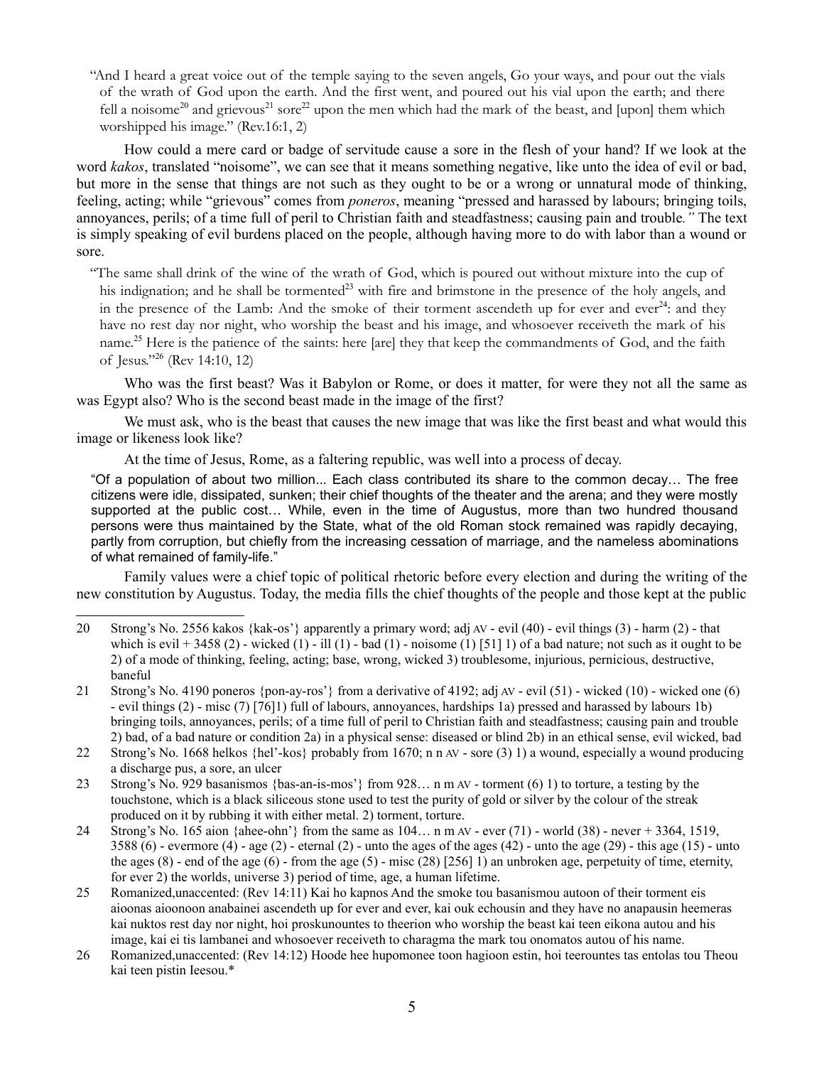"And I heard a great voice out of the temple saying to the seven angels, Go your ways, and pour out the vials of the wrath of God upon the earth. And the first went, and poured out his vial upon the earth; and there fell a noisome[20] and grievous[21] sore[22] upon the men which had the mark of the beast, and [upon] them which worshipped his image." (Rev.16:1, 2)

How could a mere card or badge of servitude cause a sore in the flesh of your hand? If we look at the word *kakos*, translated "noisome", we can see that it means something negative, like unto the idea of evil or bad, but more in the sense that things are not such as they ought to be or a wrong or unnatural mode of thinking, feeling, acting; while "grievous" comes from *poneros*, meaning "pressed and harassed by labours; bringing toils, annoyances, perils; of a time full of peril to Christian faith and steadfastness; causing pain and trouble*."* The text is simply speaking of evil burdens placed on the people, although having more to do with labor than a wound or sore.

"The same shall drink of the wine of the wrath of God, which is poured out without mixture into the cup of his indignation; and he shall be tormented[23] with fire and brimstone in the presence of the holy angels, and in the presence of the Lamb: And the smoke of their torment ascendeth up for ever and ever[24]: and they have no rest day nor night, who worship the beast and his image, and whosoever receiveth the mark of his name.[25] Here is the patience of the saints: here [are] they that keep the commandments of God, and the faith of Jesus."[26] (Rev 14:10, 12)

Who was the first beast? Was it Babylon or Rome, or does it matter, for were they not all the same as was Egypt also? Who is the second beast made in the image of the first?

We must ask, who is the beast that causes the new image that was like the first beast and what would this image or likeness look like?

At the time of Jesus, Rome, as a faltering republic, was well into a process of decay.

> "Of a population of about two million... Each class contributed its share to the common decay… The free citizens were idle, dissipated, sunken; their chief thoughts of the theater and the arena; and they were mostly supported at the public cost… While, even in the time of Augustus, more than two hundred thousand persons were thus maintained by the State, what of the old Roman stock remained was rapidly decaying, partly from corruption, but chiefly from the increasing cessation of marriage, and the nameless abominations of what remained of family-life."

Family values were a chief topic of political rhetoric before every election and during the writing of the new constitution by Augustus. Today, the media fills the chief thoughts of the people and those kept at the public

---

20 Strong's No. 2556 kakos {kak-os'} apparently a primary word; adj AV - evil (40) - evil things (3) - harm (2) - that which is evil + 3458 (2) - wicked (1) - ill (1) - bad (1) - noisome (1) [51] 1) of a bad nature; not such as it ought to be 2) of a mode of thinking, feeling, acting; base, wrong, wicked 3) troublesome, injurious, pernicious, destructive, baneful

21 Strong's No. 4190 poneros {pon-ay-ros'} from a derivative of 4192; adj AV - evil (51) - wicked (10) - wicked one (6) - evil things (2) - misc (7) [76]1) full of labours, annoyances, hardships 1a) pressed and harassed by labours 1b) bringing toils, annoyances, perils; of a time full of peril to Christian faith and steadfastness; causing pain and trouble 2) bad, of a bad nature or condition 2a) in a physical sense: diseased or blind 2b) in an ethical sense, evil wicked, bad

22 Strong's No. 1668 helkos {hel'-kos} probably from 1670; n n AV - sore (3) 1) a wound, especially a wound producing a discharge pus, a sore, an ulcer

23 Strong's No. 929 basanismos {bas-an-is-mos'} from 928… n m AV - torment (6) 1) to torture, a testing by the touchstone, which is a black siliceous stone used to test the purity of gold or silver by the colour of the streak produced on it by rubbing it with either metal. 2) torment, torture.

24 Strong's No. 165 aion {ahee-ohn'} from the same as 104… n m AV - ever (71) - world (38) - never + 3364, 1519, 3588 (6) - evermore (4) - age (2) - eternal (2) - unto the ages of the ages (42) - unto the age (29) - this age (15) - unto the ages (8) - end of the age (6) - from the age (5) - misc (28) [256] 1) an unbroken age, perpetuity of time, eternity, for ever 2) the worlds, universe 3) period of time, age, a human lifetime.

25 Romanized,unaccented: (Rev 14:11) Kai ho kapnos And the smoke tou basanismou autoon of their torment eis aioonas aioonoon anabainei ascendeth up for ever and ever, kai ouk echousin and they have no anapausin heemeras kai nuktos rest day nor night, hoi proskunountes to theerion who worship the beast kai teen eikona autou and his image, kai ei tis lambanei and whosoever receiveth to charagma the mark tou onomatos autou of his name.

26 Romanized,unaccented: (Rev 14:12) Hoode hee hupomonee toon hagioon estin, hoi teerountes tas entolas tou Theou kai teen pistin Ieesou.*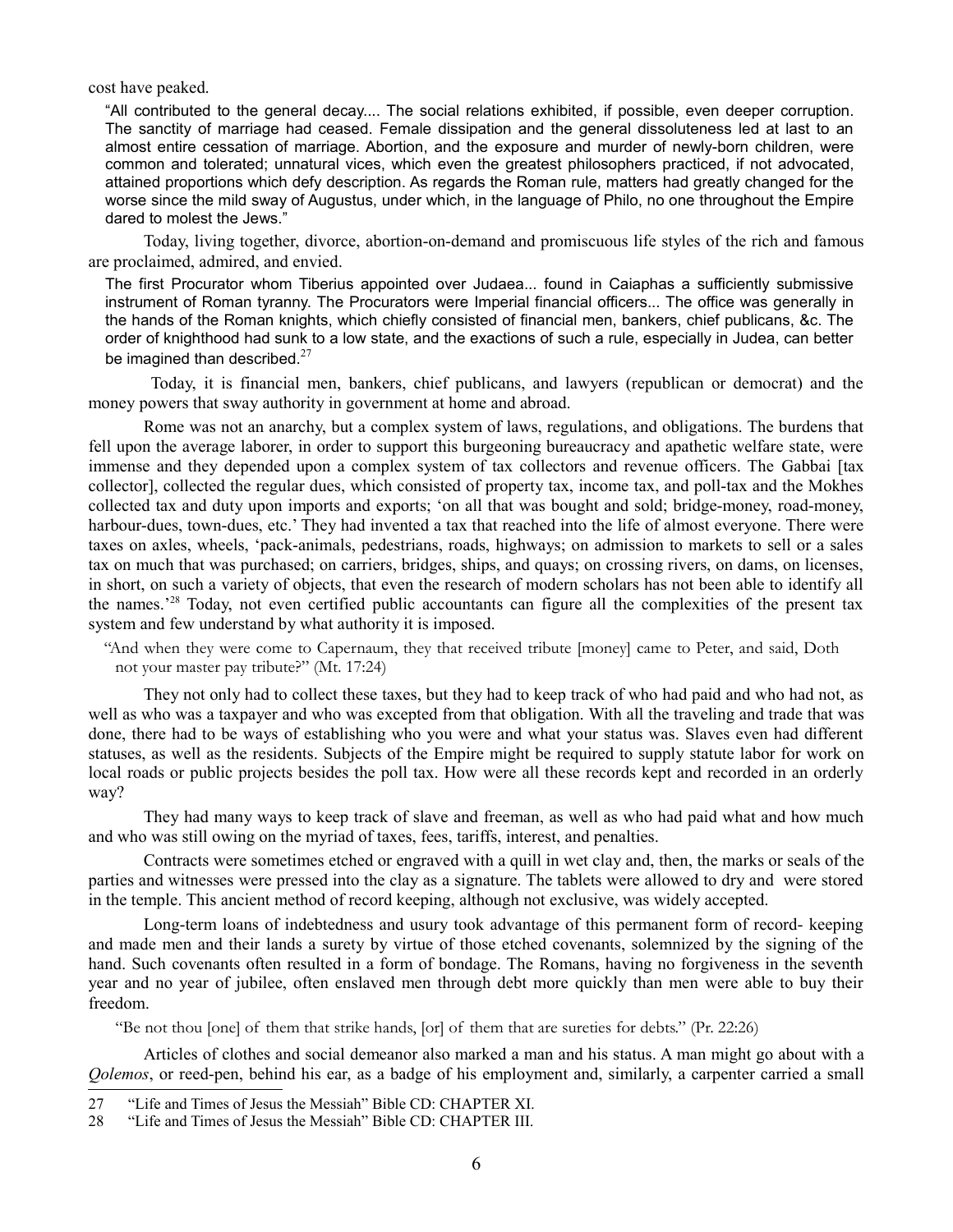cost have peaked.

> "All contributed to the general decay.... The social relations exhibited, if possible, even deeper corruption. The sanctity of marriage had ceased. Female dissipation and the general dissoluteness led at last to an almost entire cessation of marriage. Abortion, and the exposure and murder of newly-born children, were common and tolerated; unnatural vices, which even the greatest philosophers practiced, if not advocated, attained proportions which defy description. As regards the Roman rule, matters had greatly changed for the worse since the mild sway of Augustus, under which, in the language of Philo, no one throughout the Empire dared to molest the Jews."

Today, living together, divorce, abortion-on-demand and promiscuous life styles of the rich and famous are proclaimed, admired, and envied.

> The first Procurator whom Tiberius appointed over Judaea... found in Caiaphas a sufficiently submissive instrument of Roman tyranny. The Procurators were Imperial financial officers... The office was generally in the hands of the Roman knights, which chiefly consisted of financial men, bankers, chief publicans, &c. The order of knighthood had sunk to a low state, and the exactions of such a rule, especially in Judea, can better be imagined than described.[27]

Today, it is financial men, bankers, chief publicans, and lawyers (republican or democrat) and the money powers that sway authority in government at home and abroad.

Rome was not an anarchy, but a complex system of laws, regulations, and obligations. The burdens that fell upon the average laborer, in order to support this burgeoning bureaucracy and apathetic welfare state, were immense and they depended upon a complex system of tax collectors and revenue officers. The Gabbai [tax collector], collected the regular dues, which consisted of property tax, income tax, and poll-tax and the Mokhes collected tax and duty upon imports and exports; 'on all that was bought and sold; bridge-money, road-money, harbour-dues, town-dues, etc.' They had invented a tax that reached into the life of almost everyone. There were taxes on axles, wheels, 'pack-animals, pedestrians, roads, highways; on admission to markets to sell or a sales tax on much that was purchased; on carriers, bridges, ships, and quays; on crossing rivers, on dams, on licenses, in short, on such a variety of objects, that even the research of modern scholars has not been able to identify all the names.'[28] Today, not even certified public accountants can figure all the complexities of the present tax system and few understand by what authority it is imposed.

> "And when they were come to Capernaum, they that received tribute [money] came to Peter, and said, Doth not your master pay tribute?" (Mt. 17:24)

They not only had to collect these taxes, but they had to keep track of who had paid and who had not, as well as who was a taxpayer and who was excepted from that obligation. With all the traveling and trade that was done, there had to be ways of establishing who you were and what your status was. Slaves even had different statuses, as well as the residents. Subjects of the Empire might be required to supply statute labor for work on local roads or public projects besides the poll tax. How were all these records kept and recorded in an orderly way?

They had many ways to keep track of slave and freeman, as well as who had paid what and how much and who was still owing on the myriad of taxes, fees, tariffs, interest, and penalties.

Contracts were sometimes etched or engraved with a quill in wet clay and, then, the marks or seals of the parties and witnesses were pressed into the clay as a signature. The tablets were allowed to dry and were stored in the temple. This ancient method of record keeping, although not exclusive, was widely accepted.

Long-term loans of indebtedness and usury took advantage of this permanent form of record- keeping and made men and their lands a surety by virtue of those etched covenants, solemnized by the signing of the hand. Such covenants often resulted in a form of bondage. The Romans, having no forgiveness in the seventh year and no year of jubilee, often enslaved men through debt more quickly than men were able to buy their freedom.

> "Be not thou [one] of them that strike hands, [or] of them that are sureties for debts." (Pr. 22:26)

Articles of clothes and social demeanor also marked a man and his status. A man might go about with a *Qolemos*, or reed-pen, behind his ear, as a badge of his employment and, similarly, a carpenter carried a small

---

27 "Life and Times of Jesus the Messiah" Bible CD: CHAPTER XI.

28 "Life and Times of Jesus the Messiah" Bible CD: CHAPTER III.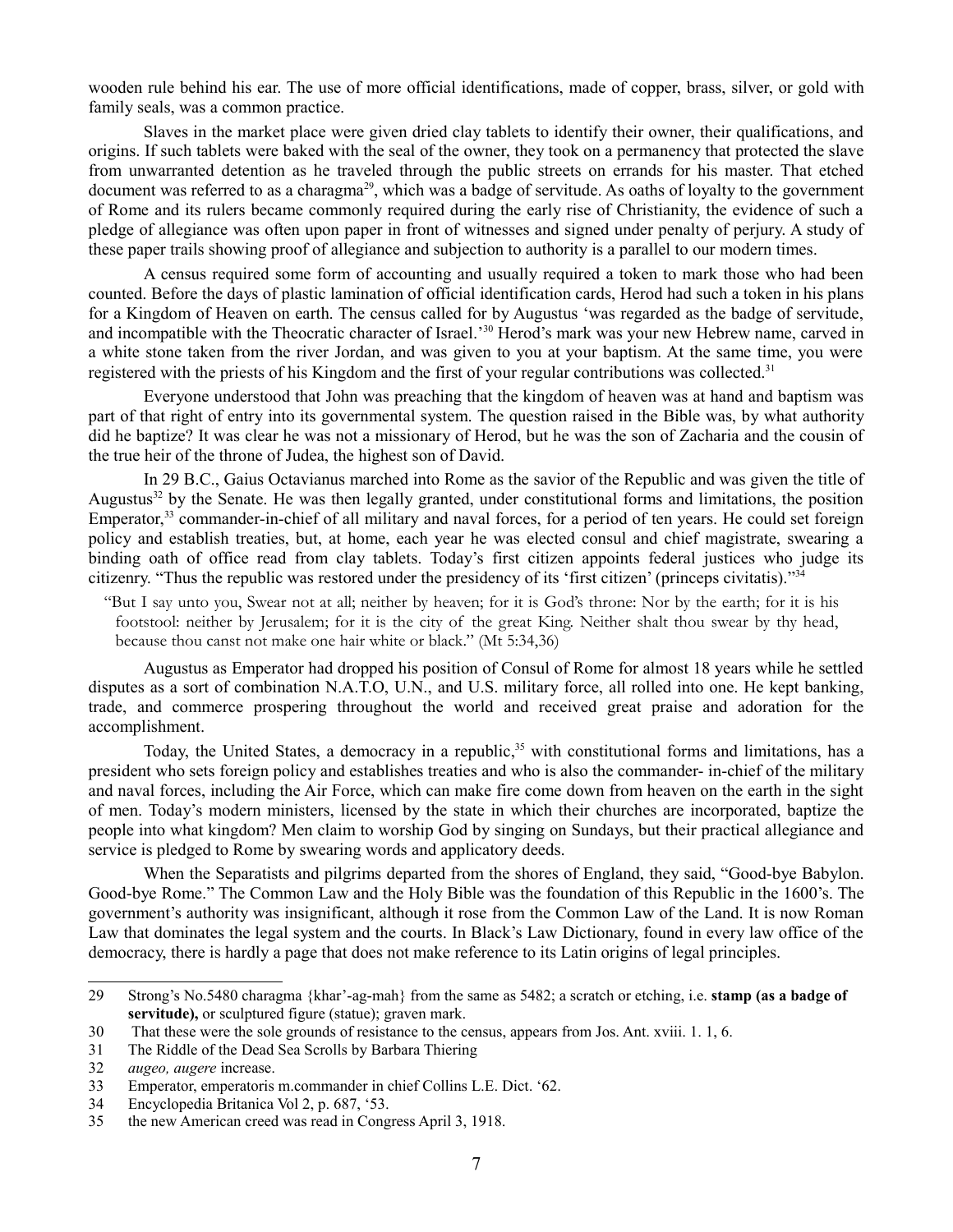wooden rule behind his ear. The use of more official identifications, made of copper, brass, silver, or gold with family seals, was a common practice.

Slaves in the market place were given dried clay tablets to identify their owner, their qualifications, and origins. If such tablets were baked with the seal of the owner, they took on a permanency that protected the slave from unwarranted detention as he traveled through the public streets on errands for his master. That etched document was referred to as a charagma[29], which was a badge of servitude. As oaths of loyalty to the government of Rome and its rulers became commonly required during the early rise of Christianity, the evidence of such a pledge of allegiance was often upon paper in front of witnesses and signed under penalty of perjury. A study of these paper trails showing proof of allegiance and subjection to authority is a parallel to our modern times.

A census required some form of accounting and usually required a token to mark those who had been counted. Before the days of plastic lamination of official identification cards, Herod had such a token in his plans for a Kingdom of Heaven on earth. The census called for by Augustus 'was regarded as the badge of servitude, and incompatible with the Theocratic character of Israel.'[30] Herod's mark was your new Hebrew name, carved in a white stone taken from the river Jordan, and was given to you at your baptism. At the same time, you were registered with the priests of his Kingdom and the first of your regular contributions was collected.[31]

Everyone understood that John was preaching that the kingdom of heaven was at hand and baptism was part of that right of entry into its governmental system. The question raised in the Bible was, by what authority did he baptize? It was clear he was not a missionary of Herod, but he was the son of Zacharia and the cousin of the true heir of the throne of Judea, the highest son of David.

In 29 B.C., Gaius Octavianus marched into Rome as the savior of the Republic and was given the title of Augustus[32] by the Senate. He was then legally granted, under constitutional forms and limitations, the position Emperator,[33] commander-in-chief of all military and naval forces, for a period of ten years. He could set foreign policy and establish treaties, but, at home, each year he was elected consul and chief magistrate, swearing a binding oath of office read from clay tablets. Today's first citizen appoints federal justices who judge its citizenry. "Thus the republic was restored under the presidency of its 'first citizen' (princeps civitatis)."[34]

> "But I say unto you, Swear not at all; neither by heaven; for it is God's throne: Nor by the earth; for it is his footstool: neither by Jerusalem; for it is the city of the great King. Neither shalt thou swear by thy head, because thou canst not make one hair white or black." (Mt 5:34,36)

Augustus as Emperator had dropped his position of Consul of Rome for almost 18 years while he settled disputes as a sort of combination N.A.T.O, U.N., and U.S. military force, all rolled into one. He kept banking, trade, and commerce prospering throughout the world and received great praise and adoration for the accomplishment.

Today, the United States, a democracy in a republic,[35] with constitutional forms and limitations, has a president who sets foreign policy and establishes treaties and who is also the commander- in-chief of the military and naval forces, including the Air Force, which can make fire come down from heaven on the earth in the sight of men. Today's modern ministers, licensed by the state in which their churches are incorporated, baptize the people into what kingdom? Men claim to worship God by singing on Sundays, but their practical allegiance and service is pledged to Rome by swearing words and applicatory deeds.

When the Separatists and pilgrims departed from the shores of England, they said, "Good-bye Babylon. Good-bye Rome." The Common Law and the Holy Bible was the foundation of this Republic in the 1600's. The government's authority was insignificant, although it rose from the Common Law of the Land. It is now Roman Law that dominates the legal system and the courts. In Black's Law Dictionary, found in every law office of the democracy, there is hardly a page that does not make reference to its Latin origins of legal principles.

---

29 Strong's No.5480 charagma {khar'-ag-mah} from the same as 5482; a scratch or etching, i.e. **stamp (as a badge of servitude),** or sculptured figure (statue); graven mark.

30 That these were the sole grounds of resistance to the census, appears from Jos. Ant. xviii. 1. 1, 6.

31 The Riddle of the Dead Sea Scrolls by Barbara Thiering

32 *augeo, augere* increase.

33 Emperator, emperatoris m.commander in chief Collins L.E. Dict. '62.

34 Encyclopedia Britanica Vol 2, p. 687, '53.

35 the new American creed was read in Congress April 3, 1918.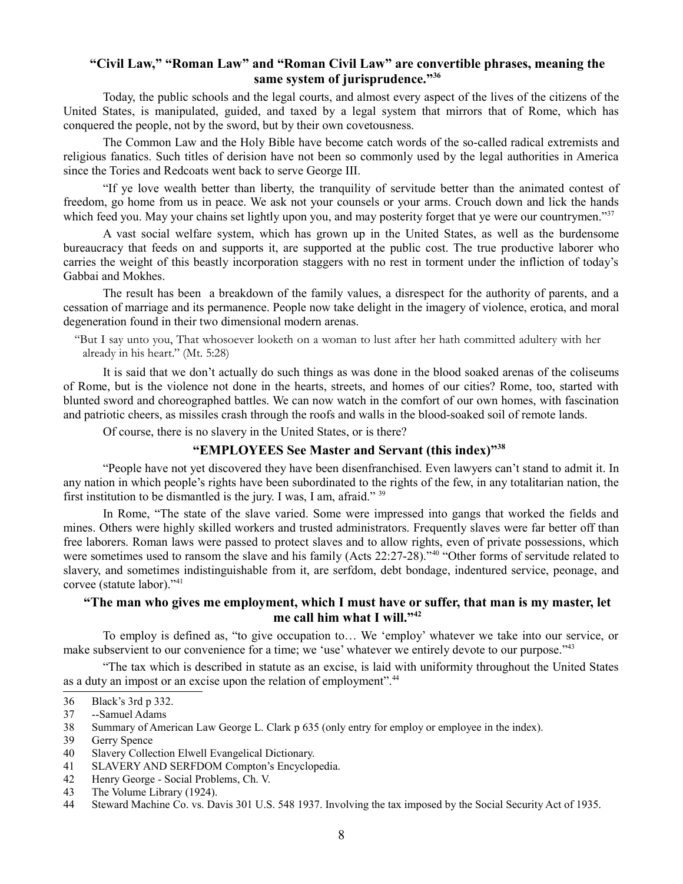### "Civil Law," "Roman Law" and "Roman Civil Law" are convertible phrases, meaning the same system of jurisprudence."[36]

Today, the public schools and the legal courts, and almost every aspect of the lives of the citizens of the United States, is manipulated, guided, and taxed by a legal system that mirrors that of Rome, which has conquered the people, not by the sword, but by their own covetousness.

The Common Law and the Holy Bible have become catch words of the so-called radical extremists and religious fanatics. Such titles of derision have not been so commonly used by the legal authorities in America since the Tories and Redcoats went back to serve George III.

"If ye love wealth better than liberty, the tranquility of servitude better than the animated contest of freedom, go home from us in peace. We ask not your counsels or your arms. Crouch down and lick the hands which feed you. May your chains set lightly upon you, and may posterity forget that ye were our countrymen."[37]

A vast social welfare system, which has grown up in the United States, as well as the burdensome bureaucracy that feeds on and supports it, are supported at the public cost. The true productive laborer who carries the weight of this beastly incorporation staggers with no rest in torment under the infliction of today's Gabbai and Mokhes.

The result has been a breakdown of the family values, a disrespect for the authority of parents, and a cessation of marriage and its permanence. People now take delight in the imagery of violence, erotica, and moral degeneration found in their two dimensional modern arenas.

> "But I say unto you, That whosoever looketh on a woman to lust after her hath committed adultery with her already in his heart." (Mt. 5:28)

It is said that we don't actually do such things as was done in the blood soaked arenas of the coliseums of Rome, but is the violence not done in the hearts, streets, and homes of our cities? Rome, too, started with blunted sword and choreographed battles. We can now watch in the comfort of our own homes, with fascination and patriotic cheers, as missiles crash through the roofs and walls in the blood-soaked soil of remote lands.

Of course, there is no slavery in the United States, or is there?

### "EMPLOYEES See Master and Servant (this index)"[38]

"People have not yet discovered they have been disenfranchised. Even lawyers can't stand to admit it. In any nation in which people's rights have been subordinated to the rights of the few, in any totalitarian nation, the first institution to be dismantled is the jury. I was, I am, afraid." [39]

In Rome, "The state of the slave varied. Some were impressed into gangs that worked the fields and mines. Others were highly skilled workers and trusted administrators. Frequently slaves were far better off than free laborers. Roman laws were passed to protect slaves and to allow rights, even of private possessions, which were sometimes used to ransom the slave and his family (Acts 22:27-28)."[40] "Other forms of servitude related to slavery, and sometimes indistinguishable from it, are serfdom, debt bondage, indentured service, peonage, and corvee (statute labor)."[41]

### "The man who gives me employment, which I must have or suffer, that man is my master, let me call him what I will."[42]

To employ is defined as, "to give occupation to… We 'employ' whatever we take into our service, or make subservient to our convenience for a time; we 'use' whatever we entirely devote to our purpose."[43]

"The tax which is described in statute as an excise, is laid with uniformity throughout the United States as a duty an impost or an excise upon the relation of employment".[44]

---

36 Black's 3rd p 332.

37 --Samuel Adams

38 Summary of American Law George L. Clark p 635 (only entry for employ or employee in the index).

39 Gerry Spence

40 Slavery Collection Elwell Evangelical Dictionary.

41 SLAVERY AND SERFDOM Compton's Encyclopedia.

42 Henry George - Social Problems, Ch. V.

43 The Volume Library (1924).

44 Steward Machine Co. vs. Davis 301 U.S. 548 1937. Involving the tax imposed by the Social Security Act of 1935.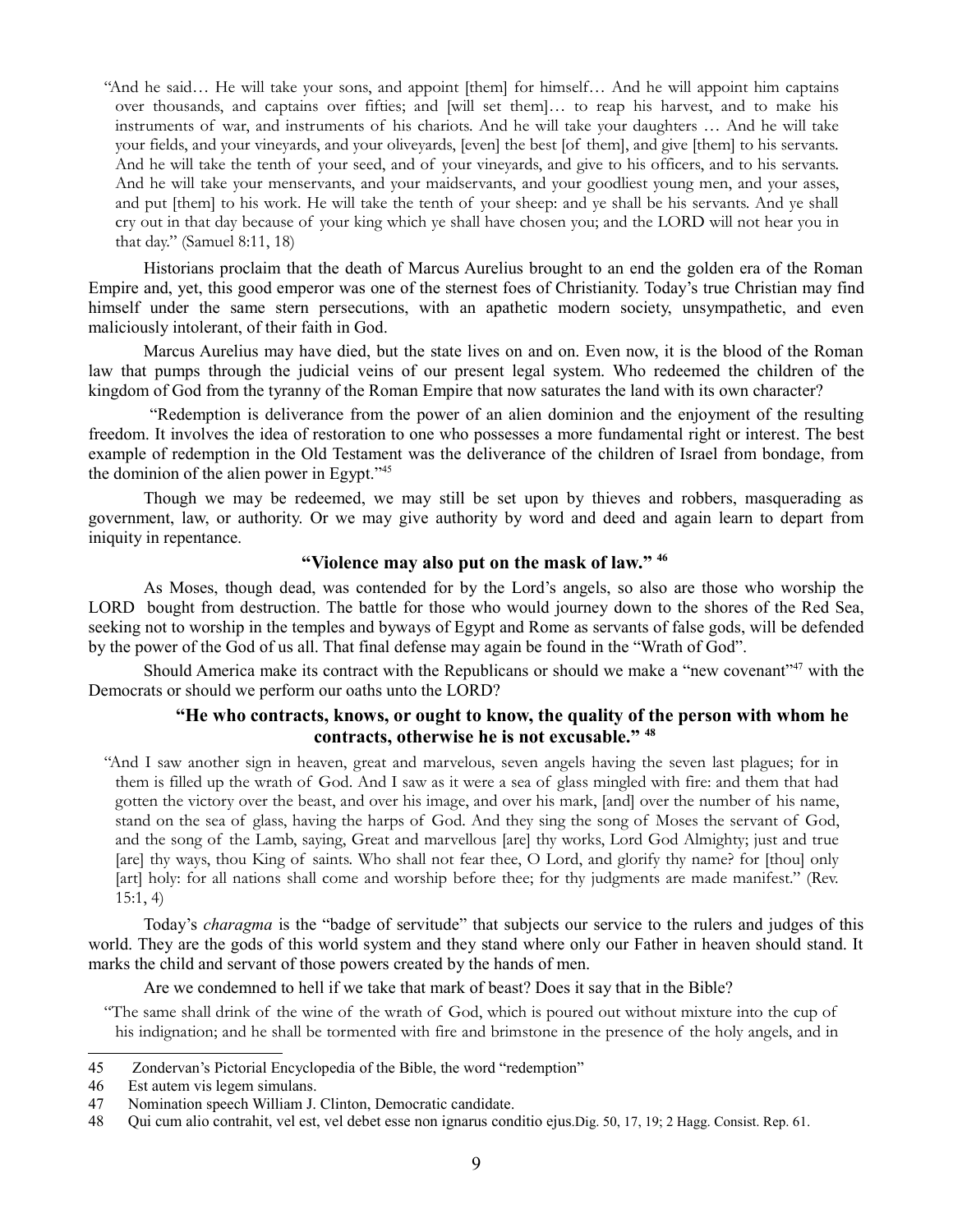> "And he said… He will take your sons, and appoint [them] for himself… And he will appoint him captains over thousands, and captains over fifties; and [will set them]… to reap his harvest, and to make his instruments of war, and instruments of his chariots. And he will take your daughters … And he will take your fields, and your vineyards, and your oliveyards, [even] the best [of them], and give [them] to his servants. And he will take the tenth of your seed, and of your vineyards, and give to his officers, and to his servants. And he will take your menservants, and your maidservants, and your goodliest young men, and your asses, and put [them] to his work. He will take the tenth of your sheep: and ye shall be his servants. And ye shall cry out in that day because of your king which ye shall have chosen you; and the LORD will not hear you in that day." (Samuel 8:11, 18)

Historians proclaim that the death of Marcus Aurelius brought to an end the golden era of the Roman Empire and, yet, this good emperor was one of the sternest foes of Christianity. Today's true Christian may find himself under the same stern persecutions, with an apathetic modern society, unsympathetic, and even maliciously intolerant, of their faith in God.

Marcus Aurelius may have died, but the state lives on and on. Even now, it is the blood of the Roman law that pumps through the judicial veins of our present legal system. Who redeemed the children of the kingdom of God from the tyranny of the Roman Empire that now saturates the land with its own character?

"Redemption is deliverance from the power of an alien dominion and the enjoyment of the resulting freedom. It involves the idea of restoration to one who possesses a more fundamental right or interest. The best example of redemption in the Old Testament was the deliverance of the children of Israel from bondage, from the dominion of the alien power in Egypt."[45]

Though we may be redeemed, we may still be set upon by thieves and robbers, masquerading as government, law, or authority. Or we may give authority by word and deed and again learn to depart from iniquity in repentance.

**"Violence may also put on the mask of law." [46]**

As Moses, though dead, was contended for by the Lord's angels, so also are those who worship the LORD bought from destruction. The battle for those who would journey down to the shores of the Red Sea, seeking not to worship in the temples and byways of Egypt and Rome as servants of false gods, will be defended by the power of the God of us all. That final defense may again be found in the "Wrath of God".

Should America make its contract with the Republicans or should we make a "new covenant"[47] with the Democrats or should we perform our oaths unto the LORD?

**"He who contracts, knows, or ought to know, the quality of the person with whom he contracts, otherwise he is not excusable." [48]**

> "And I saw another sign in heaven, great and marvelous, seven angels having the seven last plagues; for in them is filled up the wrath of God. And I saw as it were a sea of glass mingled with fire: and them that had gotten the victory over the beast, and over his image, and over his mark, [and] over the number of his name, stand on the sea of glass, having the harps of God. And they sing the song of Moses the servant of God, and the song of the Lamb, saying, Great and marvellous [are] thy works, Lord God Almighty; just and true [are] thy ways, thou King of saints. Who shall not fear thee, O Lord, and glorify thy name? for [thou] only [art] holy: for all nations shall come and worship before thee; for thy judgments are made manifest." (Rev. 15:1, 4)

Today's *charagma* is the "badge of servitude" that subjects our service to the rulers and judges of this world. They are the gods of this world system and they stand where only our Father in heaven should stand. It marks the child and servant of those powers created by the hands of men.

Are we condemned to hell if we take that mark of beast? Does it say that in the Bible?

> "The same shall drink of the wine of the wrath of God, which is poured out without mixture into the cup of his indignation; and he shall be tormented with fire and brimstone in the presence of the holy angels, and in

---

45 Zondervan's Pictorial Encyclopedia of the Bible, the word "redemption"

46 Est autem vis legem simulans.

47 Nomination speech William J. Clinton, Democratic candidate.

48 Qui cum alio contrahit, vel est, vel debet esse non ignarus conditio ejus.Dig. 50, 17, 19; 2 Hagg. Consist. Rep. 61.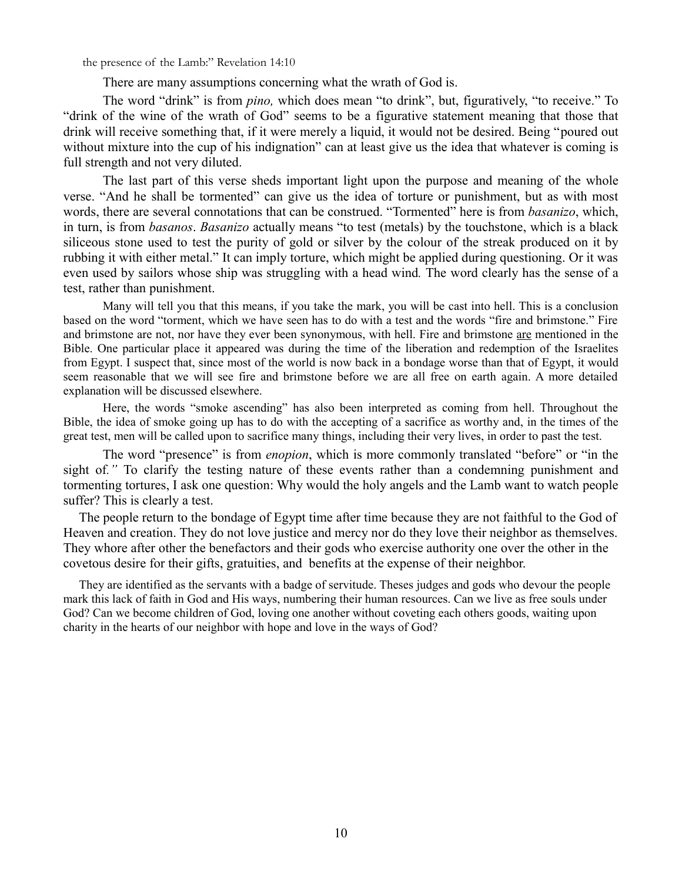the presence of the Lamb:" Revelation 14:10

There are many assumptions concerning what the wrath of God is.

The word "drink" is from *pino,* which does mean "to drink", but, figuratively, "to receive." To "drink of the wine of the wrath of God" seems to be a figurative statement meaning that those that drink will receive something that, if it were merely a liquid, it would not be desired. Being "poured out without mixture into the cup of his indignation" can at least give us the idea that whatever is coming is full strength and not very diluted.

The last part of this verse sheds important light upon the purpose and meaning of the whole verse. "And he shall be tormented" can give us the idea of torture or punishment, but as with most words, there are several connotations that can be construed. "Tormented" here is from *basanizo*, which, in turn, is from *basanos*. *Basanizo* actually means "to test (metals) by the touchstone, which is a black siliceous stone used to test the purity of gold or silver by the colour of the streak produced on it by rubbing it with either metal." It can imply torture, which might be applied during questioning. Or it was even used by sailors whose ship was struggling with a head wind*.* The word clearly has the sense of a test, rather than punishment.

Many will tell you that this means, if you take the mark, you will be cast into hell. This is a conclusion based on the word "torment, which we have seen has to do with a test and the words "fire and brimstone." Fire and brimstone are not, nor have they ever been synonymous, with hell. Fire and brimstone <u>are</u> mentioned in the Bible. One particular place it appeared was during the time of the liberation and redemption of the Israelites from Egypt. I suspect that, since most of the world is now back in a bondage worse than that of Egypt, it would seem reasonable that we will see fire and brimstone before we are all free on earth again. A more detailed explanation will be discussed elsewhere.

Here, the words "smoke ascending" has also been interpreted as coming from hell. Throughout the Bible, the idea of smoke going up has to do with the accepting of a sacrifice as worthy and, in the times of the great test, men will be called upon to sacrifice many things, including their very lives, in order to past the test.

The word "presence" is from *enopion*, which is more commonly translated "before" or "in the sight of*."* To clarify the testing nature of these events rather than a condemning punishment and tormenting tortures, I ask one question: Why would the holy angels and the Lamb want to watch people suffer? This is clearly a test.

The people return to the bondage of Egypt time after time because they are not faithful to the God of Heaven and creation. They do not love justice and mercy nor do they love their neighbor as themselves. They whore after other the benefactors and their gods who exercise authority one over the other in the covetous desire for their gifts, gratuities, and benefits at the expense of their neighbor.

They are identified as the servants with a badge of servitude. Theses judges and gods who devour the people mark this lack of faith in God and His ways, numbering their human resources. Can we live as free souls under God? Can we become children of God, loving one another without coveting each others goods, waiting upon charity in the hearts of our neighbor with hope and love in the ways of God?